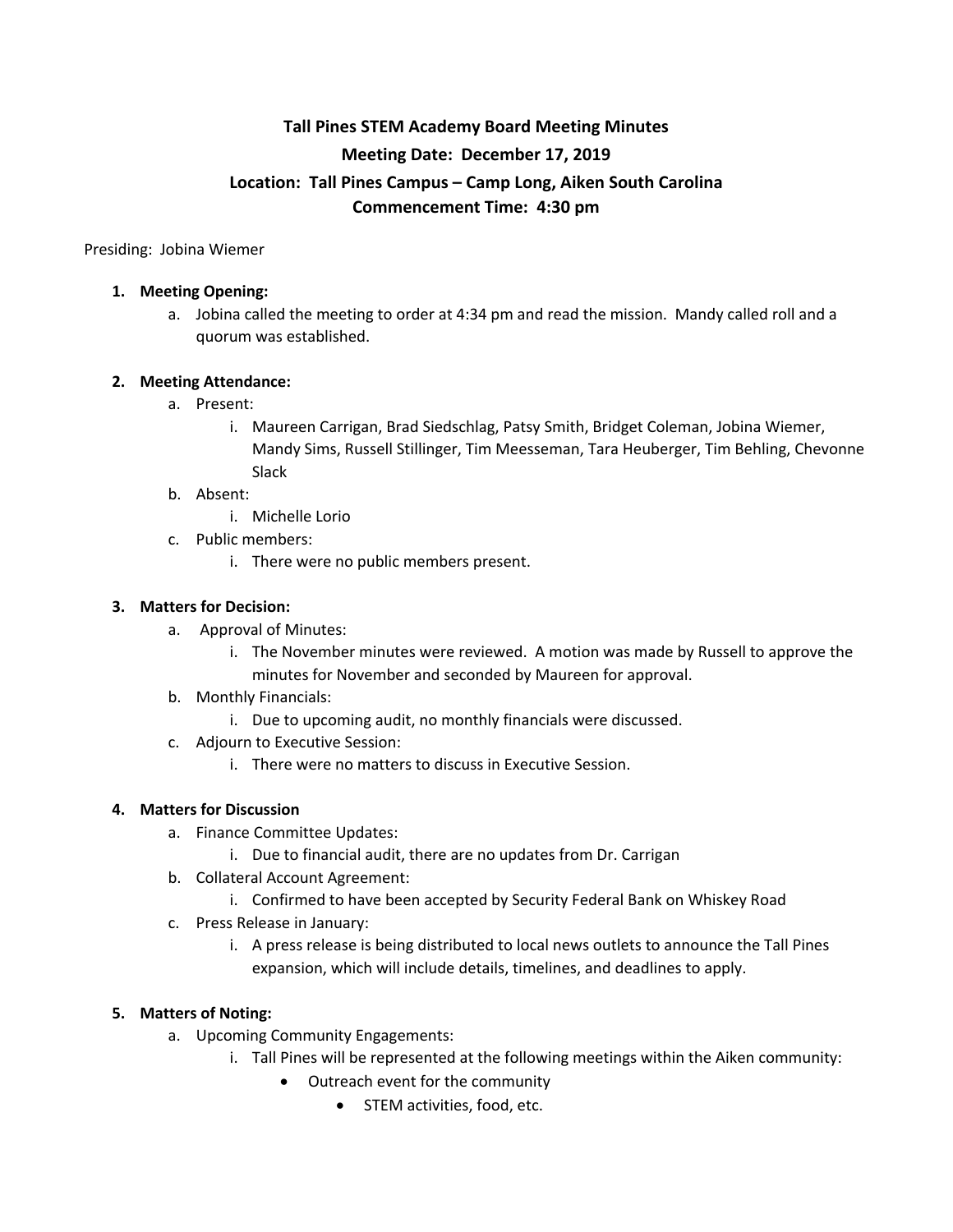# Tall Pines STEM Academy Board Meeting Minutes

**Meeting Date: December 17, 2019**

**Location: Tall Pines Campus – Camp Long, Aiken South Carolina**

**Commencement Time: 4:30 pm**

Presiding: Jobina Wiemer

1. **Meeting Opening:**
   a. Jobina called the meeting to order at 4:34 pm and read the mission. Mandy called roll and a quorum was established.

2. **Meeting Attendance:**
   a. Present:
      i. Maureen Carrigan, Brad Siedschlag, Patsy Smith, Bridget Coleman, Jobina Wiemer, Mandy Sims, Russell Stillinger, Tim Meesseman, Tara Heuberger, Tim Behling, Chevonne Slack
   b. Absent:
      i. Michelle Lorio
   c. Public members:
      i. There were no public members present.

3. **Matters for Decision:**
   a. Approval of Minutes:
      i. The November minutes were reviewed. A motion was made by Russell to approve the minutes for November and seconded by Maureen for approval.
   b. Monthly Financials:
      i. Due to upcoming audit, no monthly financials were discussed.
   c. Adjourn to Executive Session:
      i. There were no matters to discuss in Executive Session.

4. **Matters for Discussion**
   a. Finance Committee Updates:
      i. Due to financial audit, there are no updates from Dr. Carrigan
   b. Collateral Account Agreement:
      i. Confirmed to have been accepted by Security Federal Bank on Whiskey Road
   c. Press Release in January:
      i. A press release is being distributed to local news outlets to announce the Tall Pines expansion, which will include details, timelines, and deadlines to apply.

5. **Matters of Noting:**
   a. Upcoming Community Engagements:
      i. Tall Pines will be represented at the following meetings within the Aiken community:
         - Outreach event for the community
            - STEM activities, food, etc.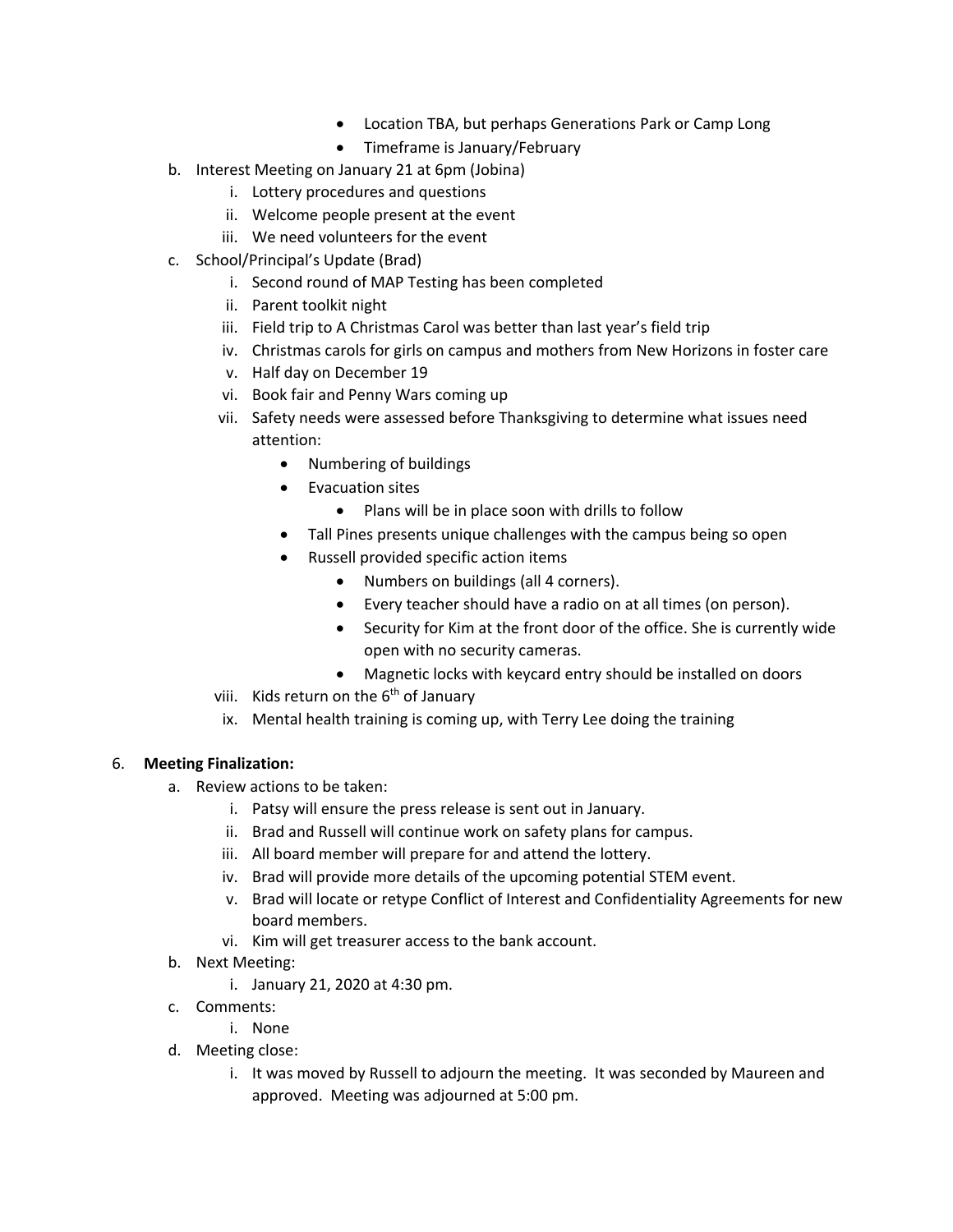- Location TBA, but perhaps Generations Park or Camp Long
- Timeframe is January/February

b. Interest Meeting on January 21 at 6pm (Jobina)
   i. Lottery procedures and questions
   ii. Welcome people present at the event
   iii. We need volunteers for the event

c. School/Principal's Update (Brad)
   i. Second round of MAP Testing has been completed
   ii. Parent toolkit night
   iii. Field trip to A Christmas Carol was better than last year's field trip
   iv. Christmas carols for girls on campus and mothers from New Horizons in foster care
   v. Half day on December 19
   vi. Book fair and Penny Wars coming up
   vii. Safety needs were assessed before Thanksgiving to determine what issues need attention:
      - Numbering of buildings
      - Evacuation sites
         - Plans will be in place soon with drills to follow
      - Tall Pines presents unique challenges with the campus being so open
      - Russell provided specific action items
         - Numbers on buildings (all 4 corners).
         - Every teacher should have a radio on at all times (on person).
         - Security for Kim at the front door of the office. She is currently wide open with no security cameras.
         - Magnetic locks with keycard entry should be installed on doors
   viii. Kids return on the 6th of January
   ix. Mental health training is coming up, with Terry Lee doing the training

6. **Meeting Finalization:**

   a. Review actions to be taken:
      i. Patsy will ensure the press release is sent out in January.
      ii. Brad and Russell will continue work on safety plans for campus.
      iii. All board member will prepare for and attend the lottery.
      iv. Brad will provide more details of the upcoming potential STEM event.
      v. Brad will locate or retype Conflict of Interest and Confidentiality Agreements for new board members.
      vi. Kim will get treasurer access to the bank account.

   b. Next Meeting:
      i. January 21, 2020 at 4:30 pm.

   c. Comments:
      i. None

   d. Meeting close:
      i. It was moved by Russell to adjourn the meeting. It was seconded by Maureen and approved. Meeting was adjourned at 5:00 pm.